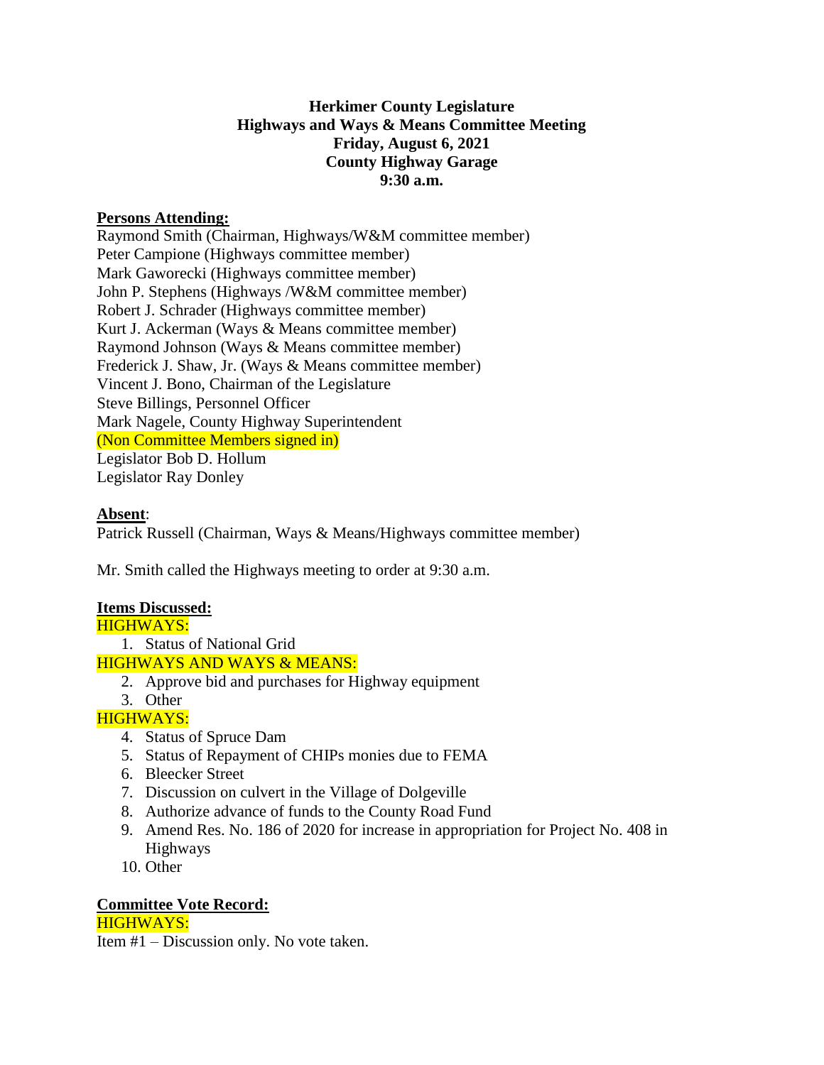**Herkimer County Legislature**
**Highways and Ways & Means Committee Meeting**
**Friday, August 6, 2021**
**County Highway Garage**
**9:30 a.m.**

**Persons Attending:**

Raymond Smith (Chairman, Highways/W&M committee member)
Peter Campione (Highways committee member)
Mark Gaworecki (Highways committee member)
John P. Stephens (Highways /W&M committee member)
Robert J. Schrader (Highways committee member)
Kurt J. Ackerman (Ways & Means committee member)
Raymond Johnson (Ways & Means committee member)
Frederick J. Shaw, Jr. (Ways & Means committee member)
Vincent J. Bono, Chairman of the Legislature
Steve Billings, Personnel Officer
Mark Nagele, County Highway Superintendent
(Non Committee Members signed in)
Legislator Bob D. Hollum
Legislator Ray Donley

**Absent**:

Patrick Russell (Chairman, Ways & Means/Highways committee member)

Mr. Smith called the Highways meeting to order at 9:30 a.m.

**Items Discussed:**

HIGHWAYS:

1. Status of National Grid

HIGHWAYS AND WAYS & MEANS:

2. Approve bid and purchases for Highway equipment
3. Other

HIGHWAYS:

4. Status of Spruce Dam
5. Status of Repayment of CHIPs monies due to FEMA
6. Bleecker Street
7. Discussion on culvert in the Village of Dolgeville
8. Authorize advance of funds to the County Road Fund
9. Amend Res. No. 186 of 2020 for increase in appropriation for Project No. 408 in Highways
10. Other

**Committee Vote Record:**

HIGHWAYS:

Item #1 – Discussion only. No vote taken.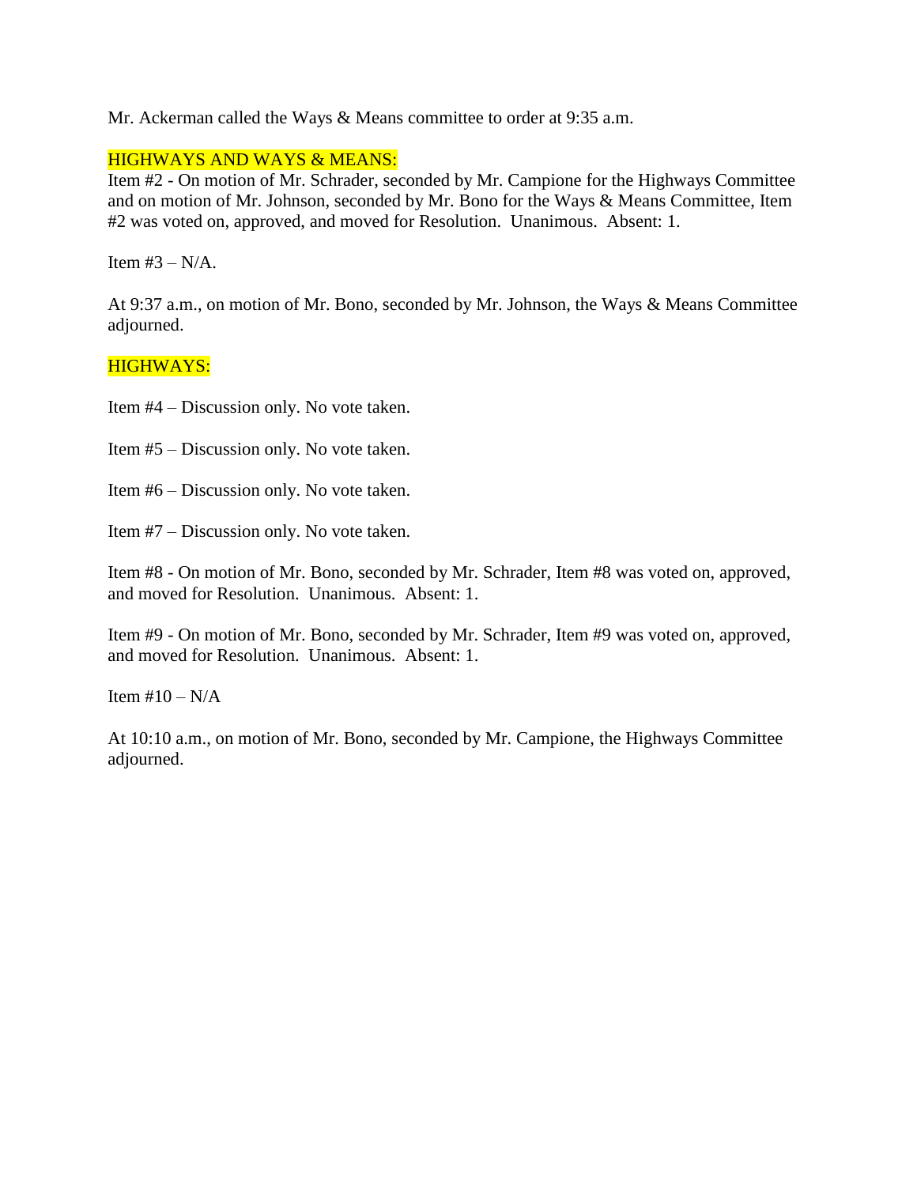Mr. Ackerman called the Ways & Means committee to order at 9:35 a.m.

## HIGHWAYS AND WAYS & MEANS:

Item #2 - On motion of Mr. Schrader, seconded by Mr. Campione for the Highways Committee and on motion of Mr. Johnson, seconded by Mr. Bono for the Ways & Means Committee, Item #2 was voted on, approved, and moved for Resolution. Unanimous. Absent: 1.

Item #3 – N/A.

At 9:37 a.m., on motion of Mr. Bono, seconded by Mr. Johnson, the Ways & Means Committee adjourned.

## HIGHWAYS:

Item #4 – Discussion only. No vote taken.

Item #5 – Discussion only. No vote taken.

Item #6 – Discussion only. No vote taken.

Item #7 – Discussion only. No vote taken.

Item #8 - On motion of Mr. Bono, seconded by Mr. Schrader, Item #8 was voted on, approved, and moved for Resolution. Unanimous. Absent: 1.

Item #9 - On motion of Mr. Bono, seconded by Mr. Schrader, Item #9 was voted on, approved, and moved for Resolution. Unanimous. Absent: 1.

Item #10 – N/A

At 10:10 a.m., on motion of Mr. Bono, seconded by Mr. Campione, the Highways Committee adjourned.